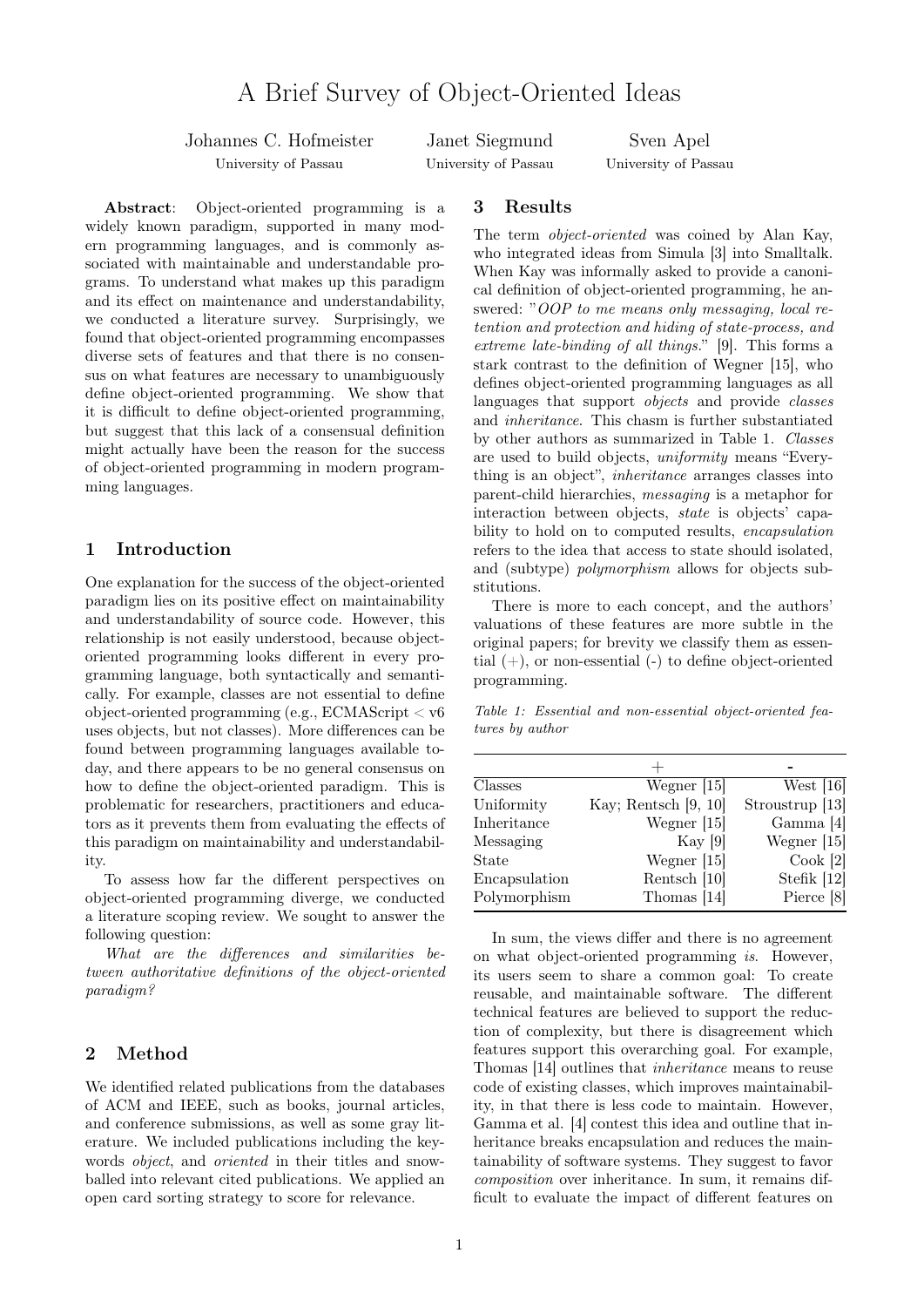# A Brief Survey of Object-Oriented Ideas

Johannes C. Hofmeister — University of Passau

Janet Siegmund — University of Passau

Sven Apel — University of Passau

**Abstract**: Object-oriented programming is a widely known paradigm, supported in many modern programming languages, and is commonly associated with maintainable and understandable programs. To understand what makes up this paradigm and its effect on maintenance and understandability, we conducted a literature survey. Surprisingly, we found that object-oriented programming encompasses diverse sets of features and that there is no consensus on what features are necessary to unambiguously define object-oriented programming. We show that it is difficult to define object-oriented programming, but suggest that this lack of a consensual definition might actually have been the reason for the success of object-oriented programming in modern programming languages.

## 1 Introduction

One explanation for the success of the object-oriented paradigm lies on its positive effect on maintainability and understandability of source code. However, this relationship is not easily understood, because object-oriented programming looks different in every programming language, both syntactically and semantically. For example, classes are not essential to define object-oriented programming (e.g., ECMAScript < v6 uses objects, but not classes). More differences can be found between programming languages available today, and there appears to be no general consensus on how to define the object-oriented paradigm. This is problematic for researchers, practitioners and educators as it prevents them from evaluating the effects of this paradigm on maintainability and understandability.

To assess how far the different perspectives on object-oriented programming diverge, we conducted a literature scoping review. We sought to answer the following question:

*What are the differences and similarities between authoritative definitions of the object-oriented paradigm?*

## 2 Method

We identified related publications from the databases of ACM and IEEE, such as books, journal articles, and conference submissions, as well as some gray literature. We included publications including the keywords *object*, and *oriented* in their titles and snowballed into relevant cited publications. We applied an open card sorting strategy to score for relevance.

## 3 Results

The term *object-oriented* was coined by Alan Kay, who integrated ideas from Simula [3] into Smalltalk. When Kay was informally asked to provide a canonical definition of object-oriented programming, he answered: "*OOP to me means only messaging, local retention and protection and hiding of state-process, and extreme late-binding of all things.*" [9]. This forms a stark contrast to the definition of Wegner [15], who defines object-oriented programming languages as all languages that support *objects* and provide *classes* and *inheritance*. This chasm is further substantiated by other authors as summarized in Table 1. *Classes* are used to build objects, *uniformity* means "Everything is an object", *inheritance* arranges classes into parent-child hierarchies, *messaging* is a metaphor for interaction between objects, *state* is objects' capability to hold on to computed results, *encapsulation* refers to the idea that access to state should isolated, and (subtype) *polymorphism* allows for objects substitutions.

There is more to each concept, and the authors' valuations of these features are more subtle in the original papers; for brevity we classify them as essential (+), or non-essential (-) to define object-oriented programming.

*Table 1: Essential and non-essential object-oriented features by author*

| | + | - |
|---|---|---|
| Classes | Wegner [15] | West [16] |
| Uniformity | Kay; Rentsch [9, 10] | Stroustrup [13] |
| Inheritance | Wegner [15] | Gamma [4] |
| Messaging | Kay [9] | Wegner [15] |
| State | Wegner [15] | Cook [2] |
| Encapsulation | Rentsch [10] | Stefik [12] |
| Polymorphism | Thomas [14] | Pierce [8] |

In sum, the views differ and there is no agreement on what object-oriented programming *is*. However, its users seem to share a common goal: To create reusable, and maintainable software. The different technical features are believed to support the reduction of complexity, but there is disagreement which features support this overarching goal. For example, Thomas [14] outlines that *inheritance* means to reuse code of existing classes, which improves maintainability, in that there is less code to maintain. However, Gamma et al. [4] contest this idea and outline that inheritance breaks encapsulation and reduces the maintainability of software systems. They suggest to favor *composition* over inheritance. In sum, it remains difficult to evaluate the impact of different features on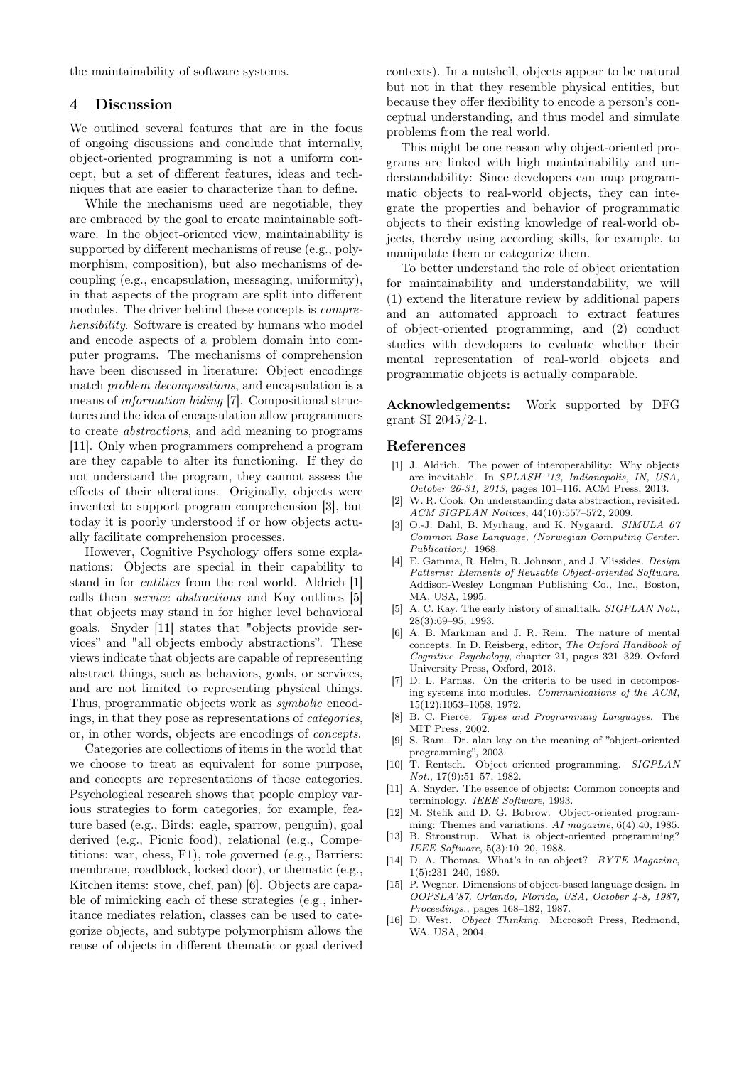the maintainability of software systems.

## 4 Discussion

We outlined several features that are in the focus of ongoing discussions and conclude that internally, object-oriented programming is not a uniform concept, but a set of different features, ideas and techniques that are easier to characterize than to define.

While the mechanisms used are negotiable, they are embraced by the goal to create maintainable software. In the object-oriented view, maintainability is supported by different mechanisms of reuse (e.g., polymorphism, composition), but also mechanisms of decoupling (e.g., encapsulation, messaging, uniformity), in that aspects of the program are split into different modules. The driver behind these concepts is *comprehensibility*. Software is created by humans who model and encode aspects of a problem domain into computer programs. The mechanisms of comprehension have been discussed in literature: Object encodings match *problem decompositions*, and encapsulation is a means of *information hiding* [7]. Compositional structures and the idea of encapsulation allow programmers to create *abstractions*, and add meaning to programs [11]. Only when programmers comprehend a program are they capable to alter its functioning. If they do not understand the program, they cannot assess the effects of their alterations. Originally, objects were invented to support program comprehension [3], but today it is poorly understood if or how objects actually facilitate comprehension processes.

However, Cognitive Psychology offers some explanations: Objects are special in their capability to stand in for *entities* from the real world. Aldrich [1] calls them *service abstractions* and Kay outlines [5] that objects may stand in for higher level behavioral goals. Snyder [11] states that "objects provide services" and "all objects embody abstractions". These views indicate that objects are capable of representing abstract things, such as behaviors, goals, or services, and are not limited to representing physical things. Thus, programmatic objects work as *symbolic* encodings, in that they pose as representations of *categories*, or, in other words, objects are encodings of *concepts*.

Categories are collections of items in the world that we choose to treat as equivalent for some purpose, and concepts are representations of these categories. Psychological research shows that people employ various strategies to form categories, for example, feature based (e.g., Birds: eagle, sparrow, penguin), goal derived (e.g., Picnic food), relational (e.g., Competitions: war, chess, F1), role governed (e.g., Barriers: membrane, roadblock, locked door), or thematic (e.g., Kitchen items: stove, chef, pan) [6]. Objects are capable of mimicking each of these strategies (e.g., inheritance mediates relation, classes can be used to categorize objects, and subtype polymorphism allows the reuse of objects in different thematic or goal derived contexts). In a nutshell, objects appear to be natural but not in that they resemble physical entities, but because they offer flexibility to encode a person's conceptual understanding, and thus model and simulate problems from the real world.

This might be one reason why object-oriented programs are linked with high maintainability and understandability: Since developers can map programmatic objects to real-world objects, they can integrate the properties and behavior of programmatic objects to their existing knowledge of real-world objects, thereby using according skills, for example, to manipulate them or categorize them.

To better understand the role of object orientation for maintainability and understandability, we will (1) extend the literature review by additional papers and an automated approach to extract features of object-oriented programming, and (2) conduct studies with developers to evaluate whether their mental representation of real-world objects and programmatic objects is actually comparable.

**Acknowledgements:** Work supported by DFG grant SI 2045/2-1.

## References

[1] J. Aldrich. The power of interoperability: Why objects are inevitable. In *SPLASH '13, Indianapolis, IN, USA, October 26-31, 2013*, pages 101–116. ACM Press, 2013.

[2] W. R. Cook. On understanding data abstraction, revisited. *ACM SIGPLAN Notices*, 44(10):557–572, 2009.

[3] O.-J. Dahl, B. Myrhaug, and K. Nygaard. *SIMULA 67 Common Base Language, (Norwegian Computing Center. Publication)*. 1968.

[4] E. Gamma, R. Helm, R. Johnson, and J. Vlissides. *Design Patterns: Elements of Reusable Object-oriented Software*. Addison-Wesley Longman Publishing Co., Inc., Boston, MA, USA, 1995.

[5] A. C. Kay. The early history of smalltalk. *SIGPLAN Not.*, 28(3):69–95, 1993.

[6] A. B. Markman and J. R. Rein. The nature of mental concepts. In D. Reisberg, editor, *The Oxford Handbook of Cognitive Psychology*, chapter 21, pages 321–329. Oxford University Press, Oxford, 2013.

[7] D. L. Parnas. On the criteria to be used in decomposing systems into modules. *Communications of the ACM*, 15(12):1053–1058, 1972.

[8] B. C. Pierce. *Types and Programming Languages*. The MIT Press, 2002.

[9] S. Ram. Dr. alan kay on the meaning of "object-oriented programming", 2003.

[10] T. Rentsch. Object oriented programming. *SIGPLAN Not.*, 17(9):51–57, 1982.

[11] A. Snyder. The essence of objects: Common concepts and terminology. *IEEE Software*, 1993.

[12] M. Stefik and D. G. Bobrow. Object-oriented programming: Themes and variations. *AI magazine*, 6(4):40, 1985.

[13] B. Stroustrup. What is object-oriented programming? *IEEE Software*, 5(3):10–20, 1988.

[14] D. A. Thomas. What's in an object? *BYTE Magazine*, 1(5):231–240, 1989.

[15] P. Wegner. Dimensions of object-based language design. In *OOPSLA'87, Orlando, Florida, USA, October 4-8, 1987, Proceedings.*, pages 168–182, 1987.

[16] D. West. *Object Thinking*. Microsoft Press, Redmond, WA, USA, 2004.